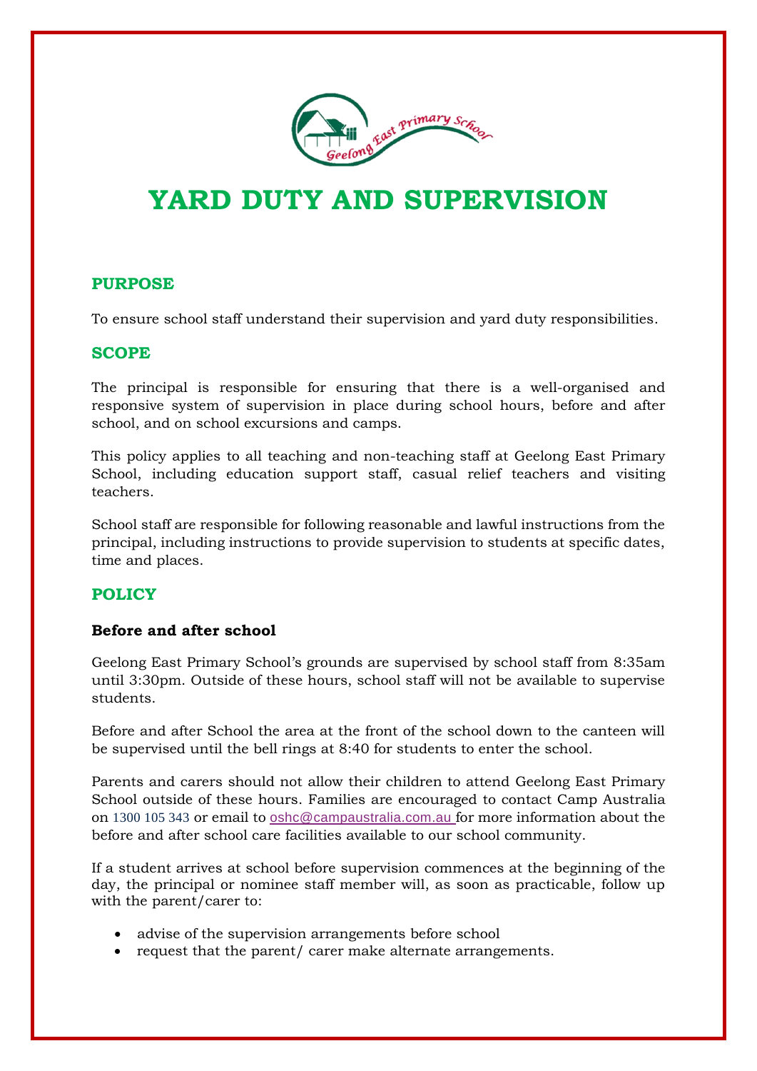# YARD DUTY AND SUPERVISION

## PURPOSE

To ensure school staff understand their supervision and yard duty responsibilities.

## SCOPE

The principal is responsible for ensuring that there is a well-organised and responsive system of supervision in place during school hours, before and after school, and on school excursions and camps.

This policy applies to all teaching and non-teaching staff at Geelong East Primary School, including education support staff, casual relief teachers and visiting teachers.

School staff are responsible for following reasonable and lawful instructions from the principal, including instructions to provide supervision to students at specific dates, time and places.

## POLICY

### Before and after school

Geelong East Primary School's grounds are supervised by school staff from 8:35am until 3:30pm. Outside of these hours, school staff will not be available to supervise students.

Before and after School the area at the front of the school down to the canteen will be supervised until the bell rings at 8:40 for students to enter the school.

Parents and carers should not allow their children to attend Geelong East Primary School outside of these hours. Families are encouraged to contact Camp Australia on 1300 105 343 or email to oshc@campaustralia.com.au for more information about the before and after school care facilities available to our school community.

If a student arrives at school before supervision commences at the beginning of the day, the principal or nominee staff member will, as soon as practicable, follow up with the parent/carer to:

- advise of the supervision arrangements before school
- request that the parent/ carer make alternate arrangements.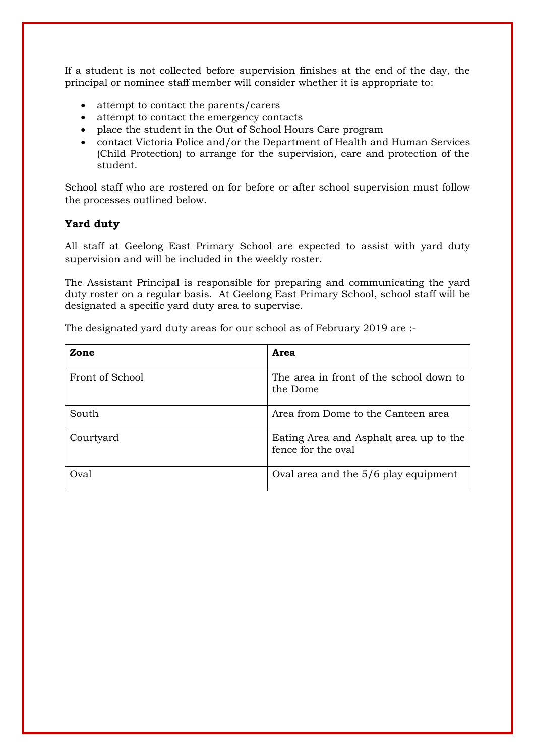If a student is not collected before supervision finishes at the end of the day, the principal or nominee staff member will consider whether it is appropriate to:

- attempt to contact the parents/carers
- attempt to contact the emergency contacts
- place the student in the Out of School Hours Care program
- contact Victoria Police and/or the Department of Health and Human Services (Child Protection) to arrange for the supervision, care and protection of the student.

School staff who are rostered on for before or after school supervision must follow the processes outlined below.

### Yard duty

All staff at Geelong East Primary School are expected to assist with yard duty supervision and will be included in the weekly roster.

The Assistant Principal is responsible for preparing and communicating the yard duty roster on a regular basis. At Geelong East Primary School, school staff will be designated a specific yard duty area to supervise.

The designated yard duty areas for our school as of February 2019 are :-

| **Zone** | **Area** |
| --- | --- |
| Front of School | The area in front of the school down to the Dome |
| South | Area from Dome to the Canteen area |
| Courtyard | Eating Area and Asphalt area up to the fence for the oval |
| Oval | Oval area and the 5/6 play equipment |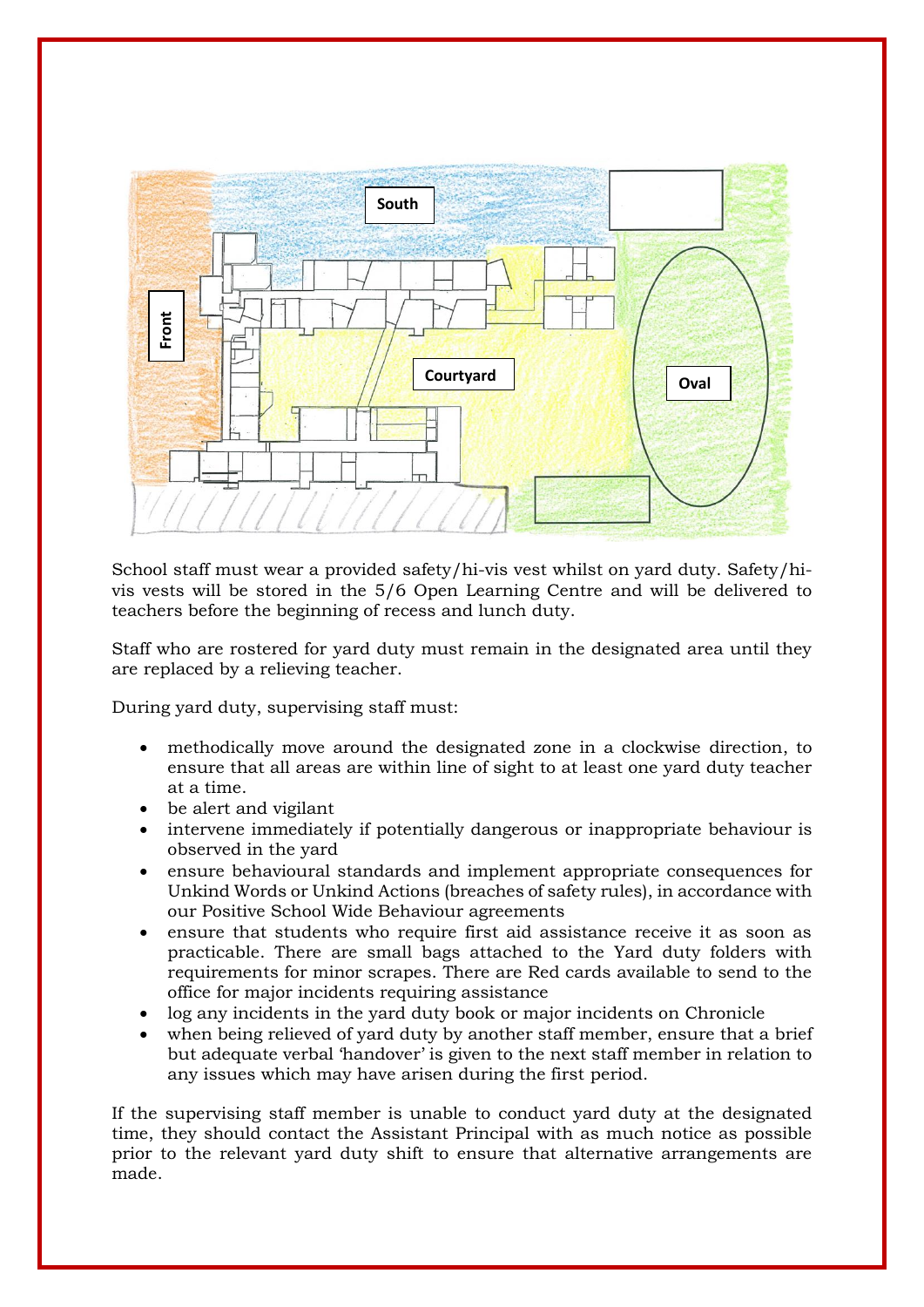School staff must wear a provided safety/hi-vis vest whilst on yard duty. Safety/hi-vis vests will be stored in the 5/6 Open Learning Centre and will be delivered to teachers before the beginning of recess and lunch duty.

Staff who are rostered for yard duty must remain in the designated area until they are replaced by a relieving teacher.

During yard duty, supervising staff must:

- methodically move around the designated zone in a clockwise direction, to ensure that all areas are within line of sight to at least one yard duty teacher at a time.
- be alert and vigilant
- intervene immediately if potentially dangerous or inappropriate behaviour is observed in the yard
- ensure behavioural standards and implement appropriate consequences for Unkind Words or Unkind Actions (breaches of safety rules), in accordance with our Positive School Wide Behaviour agreements
- ensure that students who require first aid assistance receive it as soon as practicable. There are small bags attached to the Yard duty folders with requirements for minor scrapes. There are Red cards available to send to the office for major incidents requiring assistance
- log any incidents in the yard duty book or major incidents on Chronicle
- when being relieved of yard duty by another staff member, ensure that a brief but adequate verbal 'handover' is given to the next staff member in relation to any issues which may have arisen during the first period.

If the supervising staff member is unable to conduct yard duty at the designated time, they should contact the Assistant Principal with as much notice as possible prior to the relevant yard duty shift to ensure that alternative arrangements are made.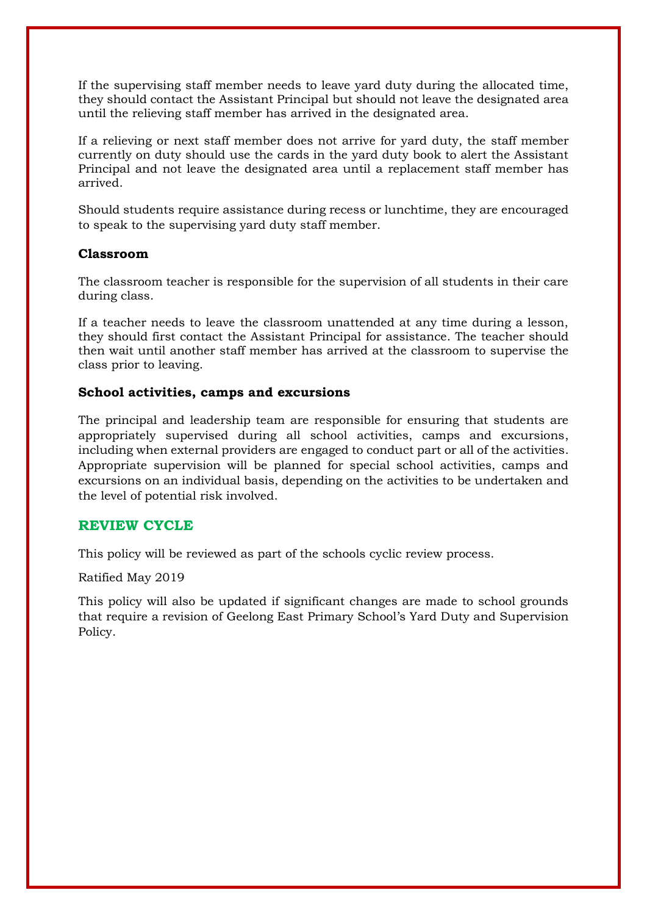If the supervising staff member needs to leave yard duty during the allocated time, they should contact the Assistant Principal but should not leave the designated area until the relieving staff member has arrived in the designated area.

If a relieving or next staff member does not arrive for yard duty, the staff member currently on duty should use the cards in the yard duty book to alert the Assistant Principal and not leave the designated area until a replacement staff member has arrived.

Should students require assistance during recess or lunchtime, they are encouraged to speak to the supervising yard duty staff member.

### Classroom

The classroom teacher is responsible for the supervision of all students in their care during class.

If a teacher needs to leave the classroom unattended at any time during a lesson, they should first contact the Assistant Principal for assistance. The teacher should then wait until another staff member has arrived at the classroom to supervise the class prior to leaving.

### School activities, camps and excursions

The principal and leadership team are responsible for ensuring that students are appropriately supervised during all school activities, camps and excursions, including when external providers are engaged to conduct part or all of the activities. Appropriate supervision will be planned for special school activities, camps and excursions on an individual basis, depending on the activities to be undertaken and the level of potential risk involved.

## REVIEW CYCLE

This policy will be reviewed as part of the schools cyclic review process.

Ratified May 2019

This policy will also be updated if significant changes are made to school grounds that require a revision of Geelong East Primary School's Yard Duty and Supervision Policy.